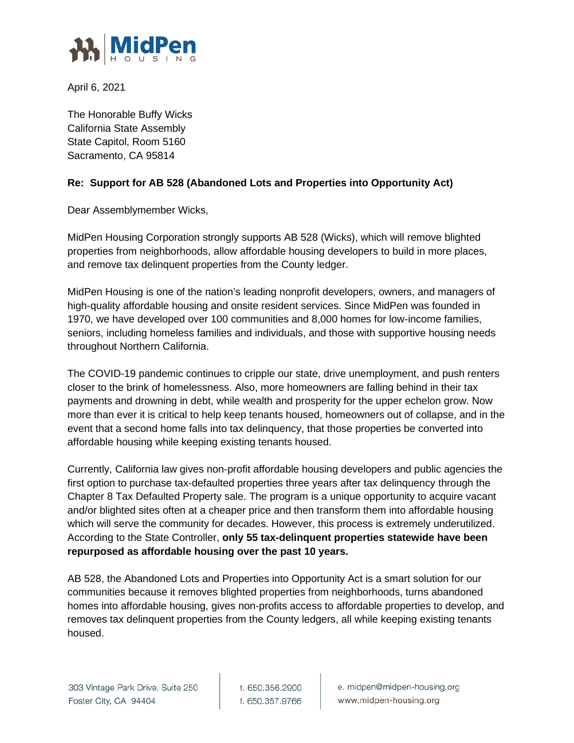MidPen HOUSING

April 6, 2021

The Honorable Buffy Wicks
California State Assembly
State Capitol, Room 5160
Sacramento, CA 95814

**Re: Support for AB 528 (Abandoned Lots and Properties into Opportunity Act)**

Dear Assemblymember Wicks,

MidPen Housing Corporation strongly supports AB 528 (Wicks), which will remove blighted properties from neighborhoods, allow affordable housing developers to build in more places, and remove tax delinquent properties from the County ledger.

MidPen Housing is one of the nation's leading nonprofit developers, owners, and managers of high-quality affordable housing and onsite resident services. Since MidPen was founded in 1970, we have developed over 100 communities and 8,000 homes for low-income families, seniors, including homeless families and individuals, and those with supportive housing needs throughout Northern California.

The COVID-19 pandemic continues to cripple our state, drive unemployment, and push renters closer to the brink of homelessness. Also, more homeowners are falling behind in their tax payments and drowning in debt, while wealth and prosperity for the upper echelon grow. Now more than ever it is critical to help keep tenants housed, homeowners out of collapse, and in the event that a second home falls into tax delinquency, that those properties be converted into affordable housing while keeping existing tenants housed.

Currently, California law gives non-profit affordable housing developers and public agencies the first option to purchase tax-defaulted properties three years after tax delinquency through the Chapter 8 Tax Defaulted Property sale. The program is a unique opportunity to acquire vacant and/or blighted sites often at a cheaper price and then transform them into affordable housing which will serve the community for decades. However, this process is extremely underutilized. According to the State Controller, **only 55 tax-delinquent properties statewide have been repurposed as affordable housing over the past 10 years.**

AB 528, the Abandoned Lots and Properties into Opportunity Act is a smart solution for our communities because it removes blighted properties from neighborhoods, turns abandoned homes into affordable housing, gives non-profits access to affordable properties to develop, and removes tax delinquent properties from the County ledgers, all while keeping existing tenants housed.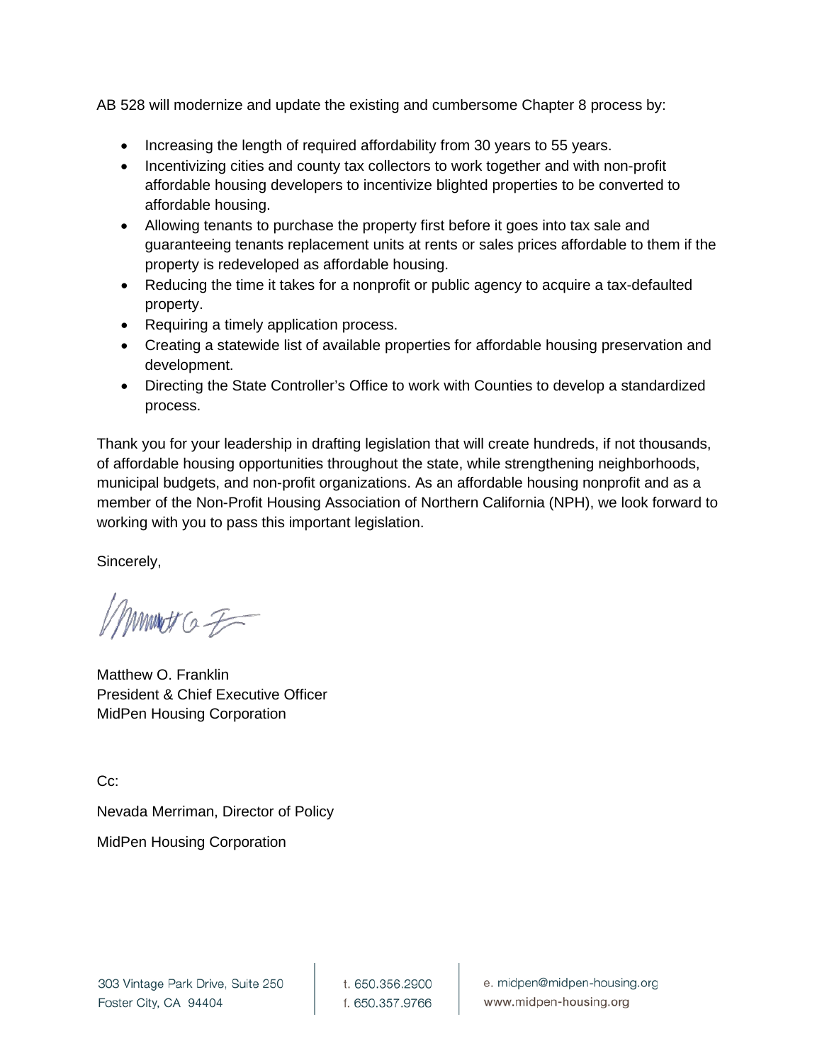AB 528 will modernize and update the existing and cumbersome Chapter 8 process by:

- Increasing the length of required affordability from 30 years to 55 years.
- Incentivizing cities and county tax collectors to work together and with non-profit affordable housing developers to incentivize blighted properties to be converted to affordable housing.
- Allowing tenants to purchase the property first before it goes into tax sale and guaranteeing tenants replacement units at rents or sales prices affordable to them if the property is redeveloped as affordable housing.
- Reducing the time it takes for a nonprofit or public agency to acquire a tax-defaulted property.
- Requiring a timely application process.
- Creating a statewide list of available properties for affordable housing preservation and development.
- Directing the State Controller's Office to work with Counties to develop a standardized process.

Thank you for your leadership in drafting legislation that will create hundreds, if not thousands, of affordable housing opportunities throughout the state, while strengthening neighborhoods, municipal budgets, and non-profit organizations. As an affordable housing nonprofit and as a member of the Non-Profit Housing Association of Northern California (NPH), we look forward to working with you to pass this important legislation.

Sincerely,

Matthew O. Franklin
President & Chief Executive Officer
MidPen Housing Corporation

Cc:

Nevada Merriman, Director of Policy

MidPen Housing Corporation

303 Vintage Park Drive, Suite 250
Foster City, CA 94404

t. 650.356.2900
f. 650.357.9766

e. midpen@midpen-housing.org
www.midpen-housing.org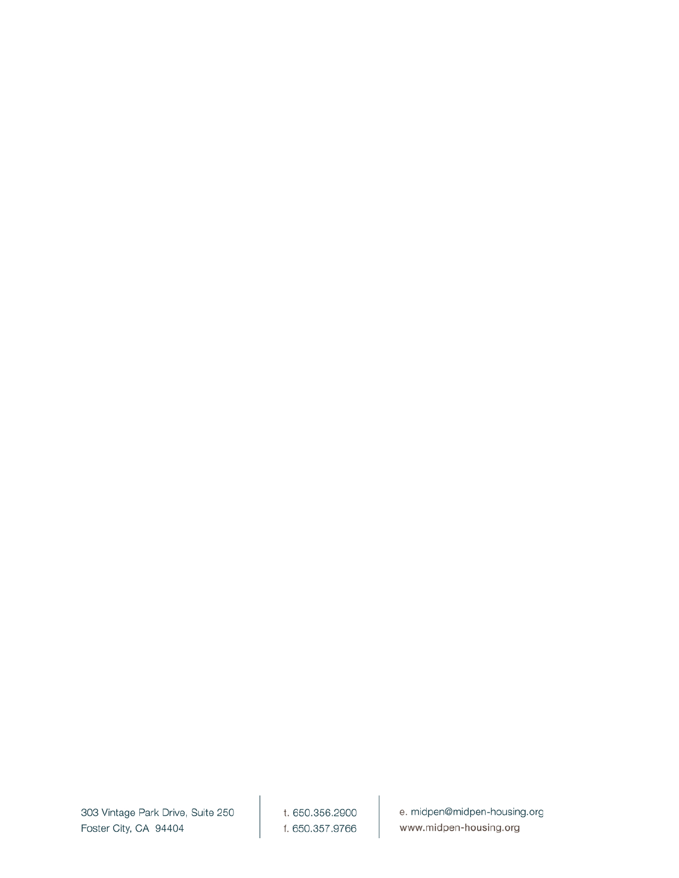303 Vintage Park Drive, Suite 250
Foster City, CA 94404

t. 650.356.2900
f. 650.357.9766

e. midpen@midpen-housing.org
www.midpen-housing.org